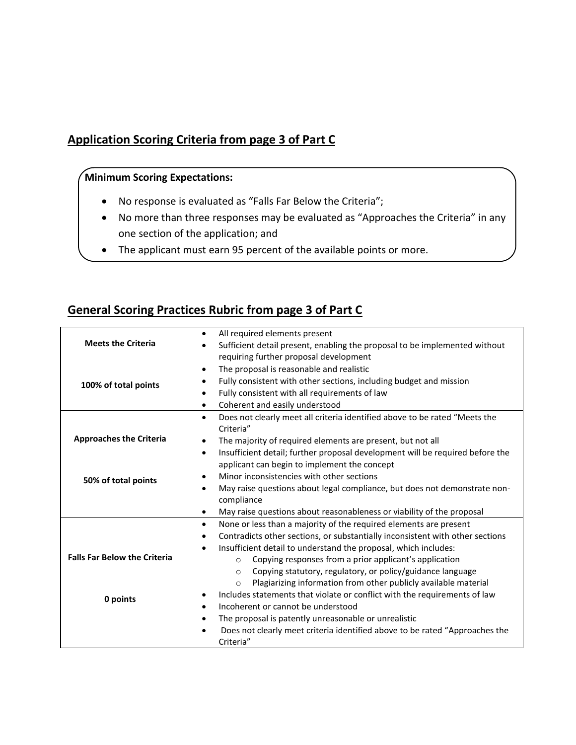## Application Scoring Criteria from page 3 of Part C

**Minimum Scoring Expectations:**

- No response is evaluated as “Falls Far Below the Criteria”;
- No more than three responses may be evaluated as “Approaches the Criteria” in any one section of the application; and
- The applicant must earn 95 percent of the available points or more.

## General Scoring Practices Rubric from page 3 of Part C

| | |
|---|---|
| **Meets the Criteria**<br><br>**100% of total points** | • All required elements present<br>• Sufficient detail present, enabling the proposal to be implemented without requiring further proposal development<br>• The proposal is reasonable and realistic<br>• Fully consistent with other sections, including budget and mission<br>• Fully consistent with all requirements of law<br>• Coherent and easily understood |
| **Approaches the Criteria**<br><br>**50% of total points** | • Does not clearly meet all criteria identified above to be rated “Meets the Criteria”<br>• The majority of required elements are present, but not all<br>• Insufficient detail; further proposal development will be required before the applicant can begin to implement the concept<br>• Minor inconsistencies with other sections<br>• May raise questions about legal compliance, but does not demonstrate non-compliance<br>• May raise questions about reasonableness or viability of the proposal |
| **Falls Far Below the Criteria**<br><br>**0 points** | • None or less than a majority of the required elements are present<br>• Contradicts other sections, or substantially inconsistent with other sections<br>• Insufficient detail to understand the proposal, which includes:<br>  ○ Copying responses from a prior applicant’s application<br>  ○ Copying statutory, regulatory, or policy/guidance language<br>  ○ Plagiarizing information from other publicly available material<br>• Includes statements that violate or conflict with the requirements of law<br>• Incoherent or cannot be understood<br>• The proposal is patently unreasonable or unrealistic<br>• Does not clearly meet criteria identified above to be rated “Approaches the Criteria” |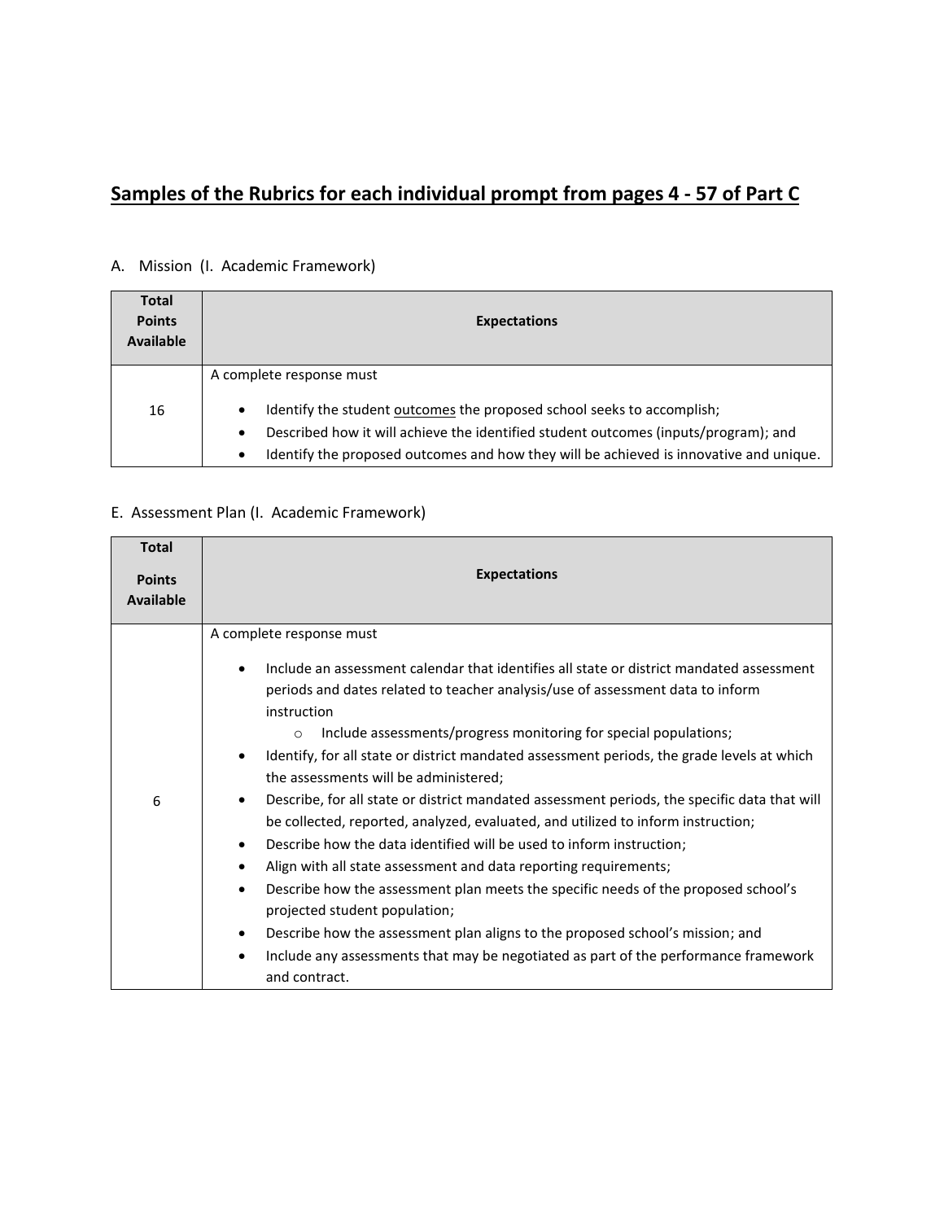## Samples of the Rubrics for each individual prompt from pages 4 - 57 of Part C

A. Mission (I. Academic Framework)

| Total Points Available | Expectations |
|---|---|
| 16 | A complete response must<br><br>• Identify the student outcomes the proposed school seeks to accomplish;<br>• Described how it will achieve the identified student outcomes (inputs/program); and<br>• Identify the proposed outcomes and how they will be achieved is innovative and unique. |

E. Assessment Plan (I. Academic Framework)

| Total Points Available | Expectations |
|---|---|
| 6 | A complete response must<br><br>• Include an assessment calendar that identifies all state or district mandated assessment periods and dates related to teacher analysis/use of assessment data to inform instruction<br>&nbsp;&nbsp;&nbsp;&nbsp;o Include assessments/progress monitoring for special populations;<br>• Identify, for all state or district mandated assessment periods, the grade levels at which the assessments will be administered;<br>• Describe, for all state or district mandated assessment periods, the specific data that will be collected, reported, analyzed, evaluated, and utilized to inform instruction;<br>• Describe how the data identified will be used to inform instruction;<br>• Align with all state assessment and data reporting requirements;<br>• Describe how the assessment plan meets the specific needs of the proposed school's projected student population;<br>• Describe how the assessment plan aligns to the proposed school's mission; and<br>• Include any assessments that may be negotiated as part of the performance framework and contract. |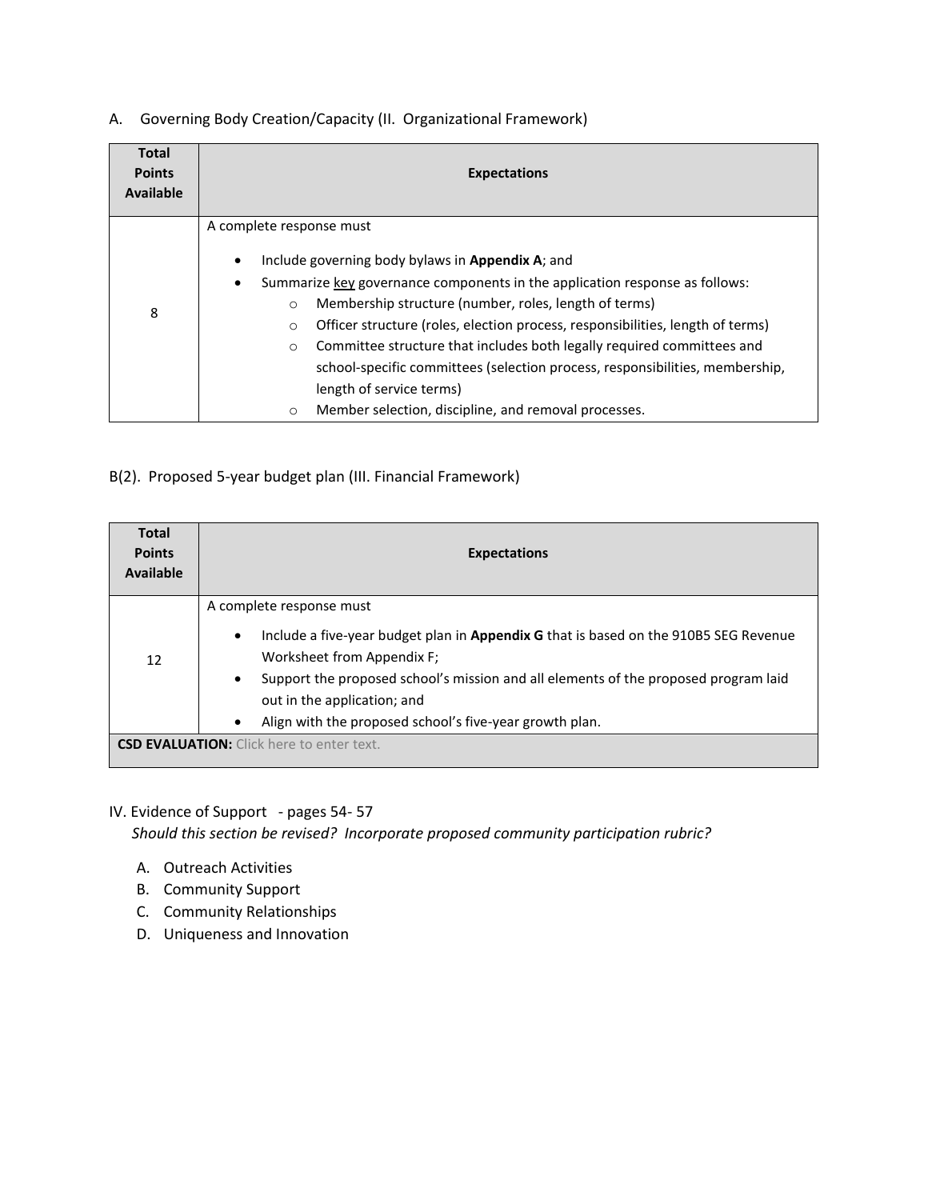A. Governing Body Creation/Capacity (II. Organizational Framework)

| Total Points Available | Expectations |
|---|---|
| 8 | A complete response must<br>• Include governing body bylaws in **Appendix A**; and<br>• Summarize key governance components in the application response as follows:<br>  ○ Membership structure (number, roles, length of terms)<br>  ○ Officer structure (roles, election process, responsibilities, length of terms)<br>  ○ Committee structure that includes both legally required committees and school-specific committees (selection process, responsibilities, membership, length of service terms)<br>  ○ Member selection, discipline, and removal processes. |

B(2). Proposed 5-year budget plan (III. Financial Framework)

| Total Points Available | Expectations |
|---|---|
| 12 | A complete response must<br>• Include a five-year budget plan in **Appendix G** that is based on the 910B5 SEG Revenue Worksheet from Appendix F;<br>• Support the proposed school's mission and all elements of the proposed program laid out in the application; and<br>• Align with the proposed school's five-year growth plan. |
| **CSD EVALUATION:** Click here to enter text. | |

IV. Evidence of Support - pages 54- 57

*Should this section be revised? Incorporate proposed community participation rubric?*

A. Outreach Activities
B. Community Support
C. Community Relationships
D. Uniqueness and Innovation